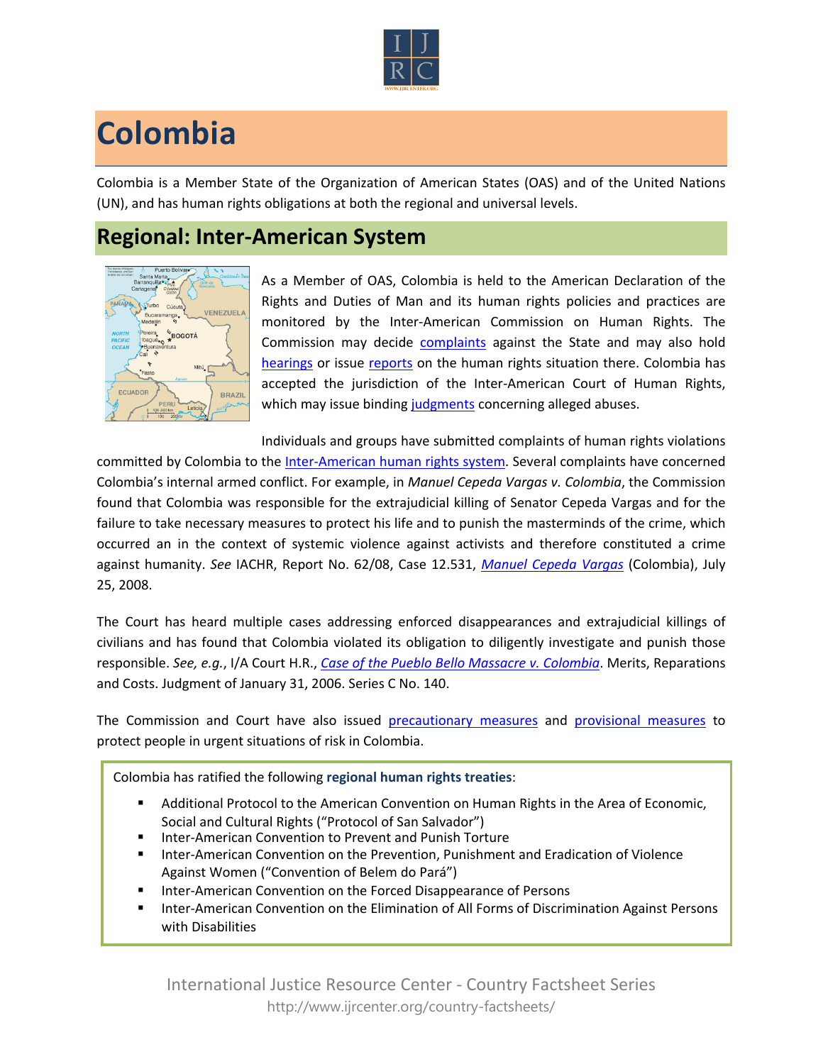# Colombia

Colombia is a Member State of the Organization of American States (OAS) and of the United Nations (UN), and has human rights obligations at both the regional and universal levels.

## Regional: Inter-American System

As a Member of OAS, Colombia is held to the American Declaration of the Rights and Duties of Man and its human rights policies and practices are monitored by the Inter-American Commission on Human Rights. The Commission may decide complaints against the State and may also hold hearings or issue reports on the human rights situation there. Colombia has accepted the jurisdiction of the Inter-American Court of Human Rights, which may issue binding judgments concerning alleged abuses.

Individuals and groups have submitted complaints of human rights violations committed by Colombia to the Inter-American human rights system. Several complaints have concerned Colombia's internal armed conflict. For example, in *Manuel Cepeda Vargas v. Colombia*, the Commission found that Colombia was responsible for the extrajudicial killing of Senator Cepeda Vargas and for the failure to take necessary measures to protect his life and to punish the masterminds of the crime, which occurred an in the context of systemic violence against activists and therefore constituted a crime against humanity. *See* IACHR, Report No. 62/08, Case 12.531, *Manuel Cepeda Vargas* (Colombia), July 25, 2008.

The Court has heard multiple cases addressing enforced disappearances and extrajudicial killings of civilians and has found that Colombia violated its obligation to diligently investigate and punish those responsible. *See, e.g.*, I/A Court H.R., *Case of the Pueblo Bello Massacre v. Colombia*. Merits, Reparations and Costs. Judgment of January 31, 2006. Series C No. 140.

The Commission and Court have also issued precautionary measures and provisional measures to protect people in urgent situations of risk in Colombia.

Colombia has ratified the following **regional human rights treaties**:

- Additional Protocol to the American Convention on Human Rights in the Area of Economic, Social and Cultural Rights ("Protocol of San Salvador")
- Inter-American Convention to Prevent and Punish Torture
- Inter-American Convention on the Prevention, Punishment and Eradication of Violence Against Women ("Convention of Belem do Pará")
- Inter-American Convention on the Forced Disappearance of Persons
- Inter-American Convention on the Elimination of All Forms of Discrimination Against Persons with Disabilities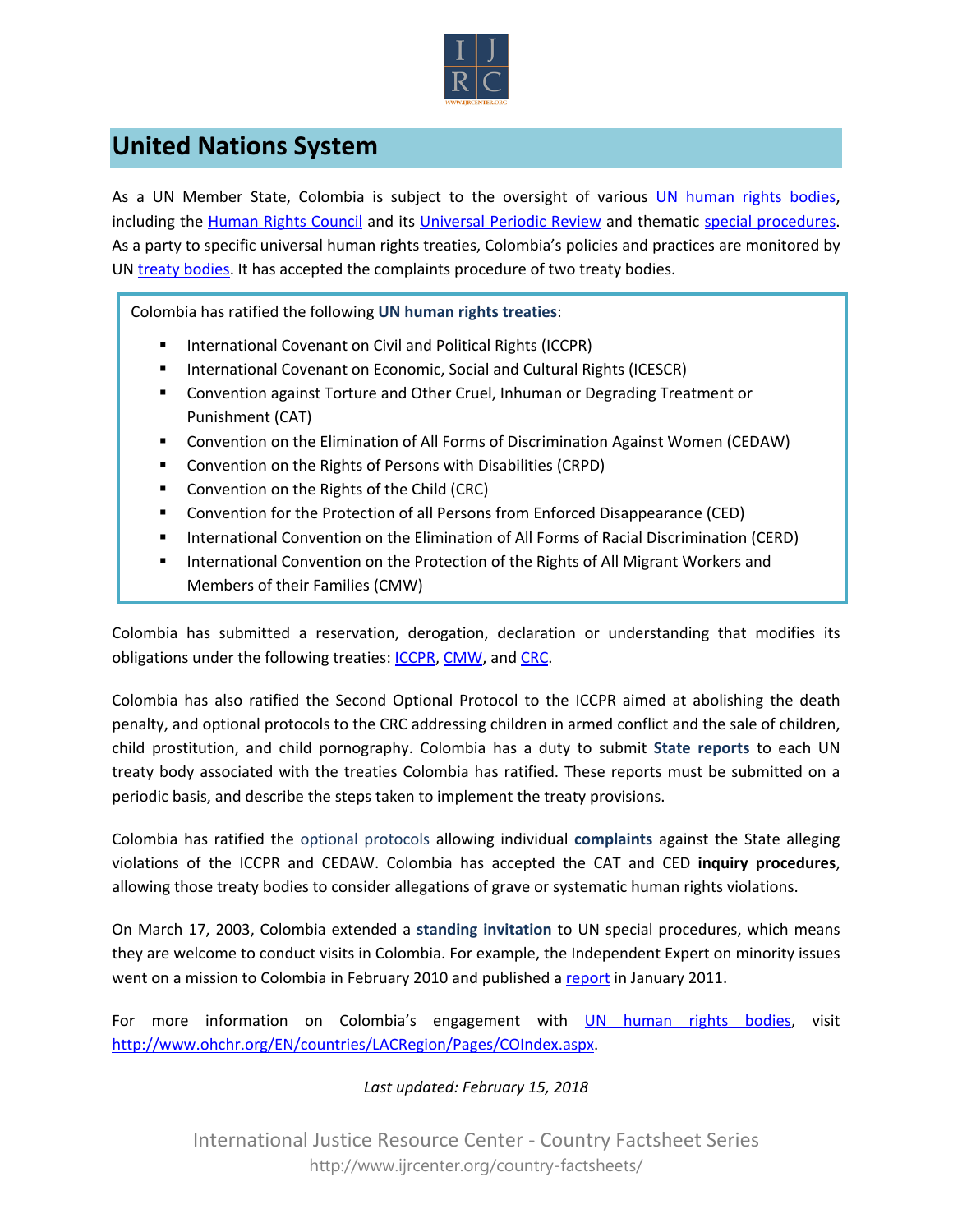## United Nations System

As a UN Member State, Colombia is subject to the oversight of various UN human rights bodies, including the Human Rights Council and its Universal Periodic Review and thematic special procedures. As a party to specific universal human rights treaties, Colombia's policies and practices are monitored by UN treaty bodies. It has accepted the complaints procedure of two treaty bodies.

Colombia has ratified the following **UN human rights treaties**:

- International Covenant on Civil and Political Rights (ICCPR)
- International Covenant on Economic, Social and Cultural Rights (ICESCR)
- Convention against Torture and Other Cruel, Inhuman or Degrading Treatment or Punishment (CAT)
- Convention on the Elimination of All Forms of Discrimination Against Women (CEDAW)
- Convention on the Rights of Persons with Disabilities (CRPD)
- Convention on the Rights of the Child (CRC)
- Convention for the Protection of all Persons from Enforced Disappearance (CED)
- International Convention on the Elimination of All Forms of Racial Discrimination (CERD)
- International Convention on the Protection of the Rights of All Migrant Workers and Members of their Families (CMW)

Colombia has submitted a reservation, derogation, declaration or understanding that modifies its obligations under the following treaties: ICCPR, CMW, and CRC.

Colombia has also ratified the Second Optional Protocol to the ICCPR aimed at abolishing the death penalty, and optional protocols to the CRC addressing children in armed conflict and the sale of children, child prostitution, and child pornography. Colombia has a duty to submit **State reports** to each UN treaty body associated with the treaties Colombia has ratified. These reports must be submitted on a periodic basis, and describe the steps taken to implement the treaty provisions.

Colombia has ratified the optional protocols allowing individual **complaints** against the State alleging violations of the ICCPR and CEDAW. Colombia has accepted the CAT and CED **inquiry procedures**, allowing those treaty bodies to consider allegations of grave or systematic human rights violations.

On March 17, 2003, Colombia extended a **standing invitation** to UN special procedures, which means they are welcome to conduct visits in Colombia. For example, the Independent Expert on minority issues went on a mission to Colombia in February 2010 and published a report in January 2011.

For more information on Colombia's engagement with UN human rights bodies, visit http://www.ohchr.org/EN/countries/LACRegion/Pages/COIndex.aspx.

*Last updated: February 15, 2018*